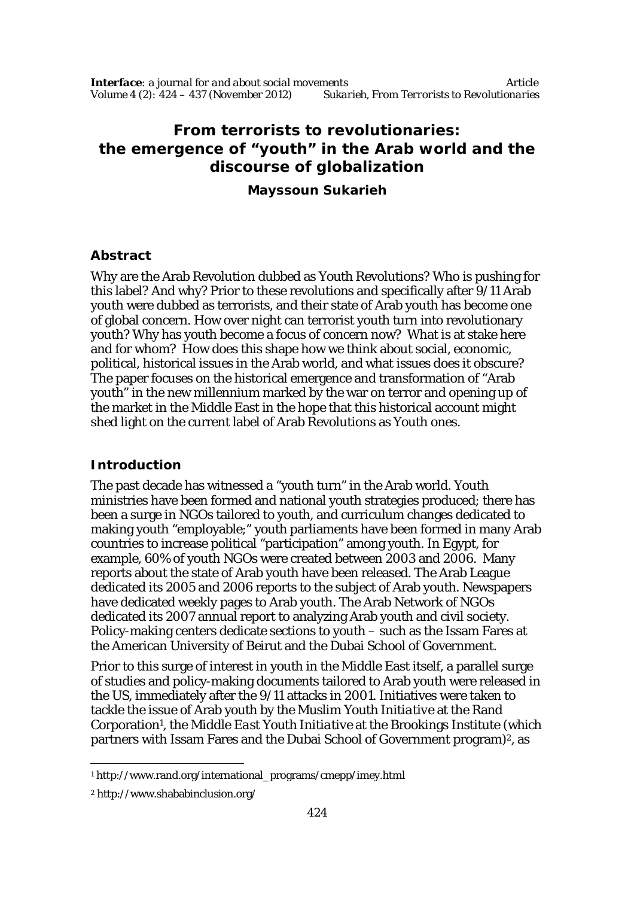# From terrorists to revolutionaries: the emergence of "youth" in the Arab world and the discourse of globalization

**Mayssoun Sukarieh**

## Abstract

Why are the Arab Revolution dubbed as Youth Revolutions? Who is pushing for this label? And why? Prior to these revolutions and specifically after 9/11 Arab youth were dubbed as terrorists, and their state of Arab youth has become one of global concern. How over night can terrorist youth turn into revolutionary youth? Why has youth become a focus of concern now? What is at stake here and for whom? How does this shape how we think about social, economic, political, historical issues in the Arab world, and what issues does it obscure? The paper focuses on the historical emergence and transformation of "Arab youth" in the new millennium marked by the war on terror and opening up of the market in the Middle East in the hope that this historical account might shed light on the current label of Arab Revolutions as Youth ones.

## Introduction

The past decade has witnessed a "youth turn" in the Arab world. Youth ministries have been formed and national youth strategies produced; there has been a surge in NGOs tailored to youth, and curriculum changes dedicated to making youth "employable;" youth parliaments have been formed in many Arab countries to increase political "participation" among youth. In Egypt, for example, 60% of youth NGOs were created between 2003 and 2006. Many reports about the state of Arab youth have been released. The Arab League dedicated its 2005 and 2006 reports to the subject of Arab youth. Newspapers have dedicated weekly pages to Arab youth. The Arab Network of NGOs dedicated its 2007 annual report to analyzing Arab youth and civil society. Policy-making centers dedicate sections to youth – such as the Issam Fares at the American University of Beirut and the Dubai School of Government.

Prior to this surge of interest in youth in the Middle East itself, a parallel surge of studies and policy-making documents tailored to Arab youth were released in the US, immediately after the 9/11 attacks in 2001. Initiatives were taken to tackle the issue of Arab youth by the *Muslim Youth Initiative* at the Rand Corporation[1], the *Middle East Youth Initiative* at the Brookings Institute (which partners with Issam Fares and the Dubai School of Government program)[2], as

[1] http://www.rand.org/international_programs/cmepp/imey.html

[2] http://www.shababinclusion.org/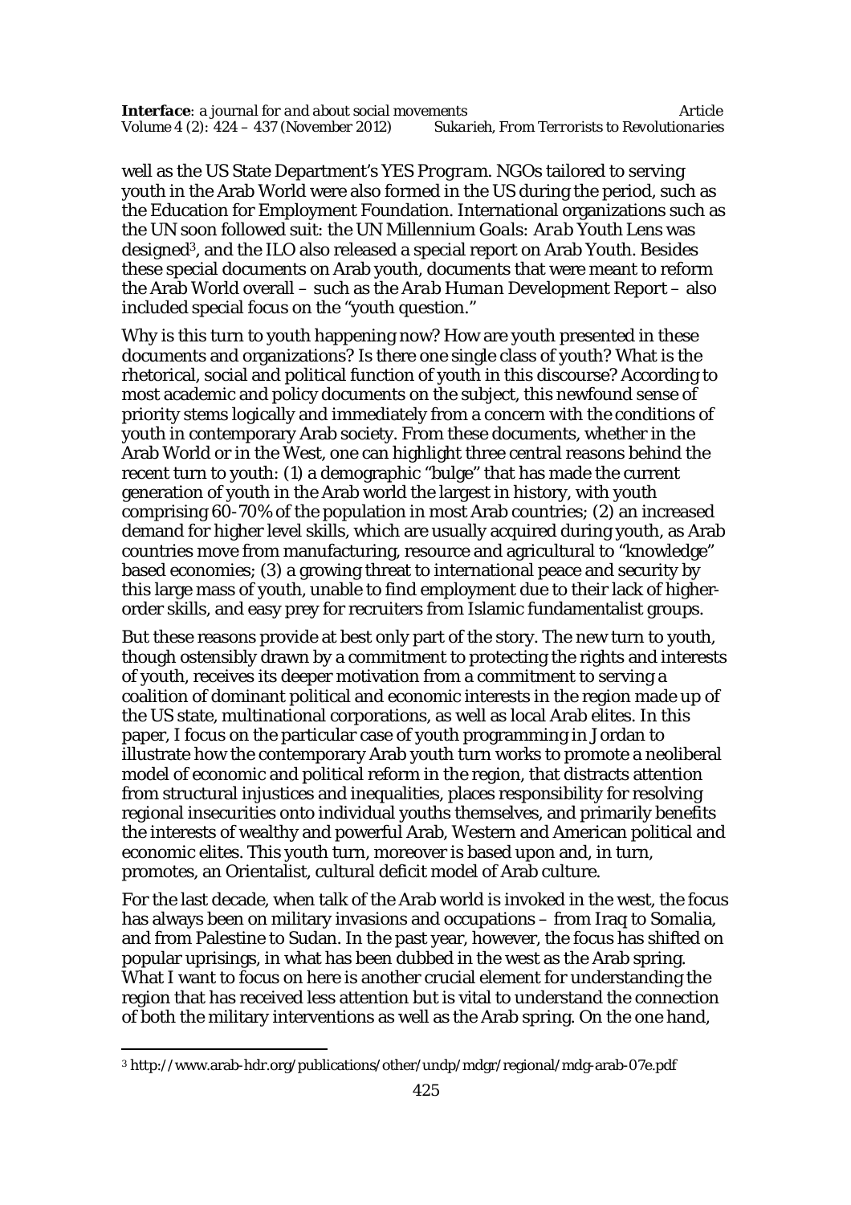well as the US State Department's *YES Program*. NGOs tailored to serving youth in the Arab World were also formed in the US during the period, such as the Education for Employment Foundation. International organizations such as the UN soon followed suit: the *UN Millennium Goals: Arab Youth Lens* was designed[3], and the ILO also released a special report on Arab Youth. Besides these special documents on Arab youth, documents that were meant to reform the Arab World overall – such as the *Arab Human Development Report* – also included special focus on the "youth question."

Why is this turn to youth happening now? How are youth presented in these documents and organizations? Is there one single class of youth? What is the rhetorical, social and political function of youth in this discourse? According to most academic and policy documents on the subject, this newfound sense of priority stems logically and immediately from a concern with the conditions of youth in contemporary Arab society. From these documents, whether in the Arab World or in the West, one can highlight three central reasons behind the recent turn to youth: (1) a demographic "bulge" that has made the current generation of youth in the Arab world the largest in history, with youth comprising 60-70% of the population in most Arab countries; (2) an increased demand for higher level skills, which are usually acquired during youth, as Arab countries move from manufacturing, resource and agricultural to "knowledge" based economies; (3) a growing threat to international peace and security by this large mass of youth, unable to find employment due to their lack of higher-order skills, and easy prey for recruiters from Islamic fundamentalist groups.

But these reasons provide at best only part of the story. The new turn to youth, though ostensibly drawn by a commitment to protecting the rights and interests of youth, receives its deeper motivation from a commitment to serving a coalition of dominant political and economic interests in the region made up of the US state, multinational corporations, as well as local Arab elites. In this paper, I focus on the particular case of youth programming in Jordan to illustrate how the contemporary Arab youth turn works to promote a neoliberal model of economic and political reform in the region, that distracts attention from structural injustices and inequalities, places responsibility for resolving regional insecurities onto individual youths themselves, and primarily benefits the interests of wealthy and powerful Arab, Western and American political and economic elites. This youth turn, moreover is based upon and, in turn, promotes, an Orientalist, cultural deficit model of Arab culture.

For the last decade, when talk of the Arab world is invoked in the west, the focus has always been on military invasions and occupations – from Iraq to Somalia, and from Palestine to Sudan. In the past year, however, the focus has shifted on popular uprisings, in what has been dubbed in the west as the Arab spring. What I want to focus on here is another crucial element for understanding the region that has received less attention but is vital to understand the connection of both the military interventions as well as the Arab spring. On the one hand,

[3] http://www.arab-hdr.org/publications/other/undp/mdgr/regional/mdg-arab-07e.pdf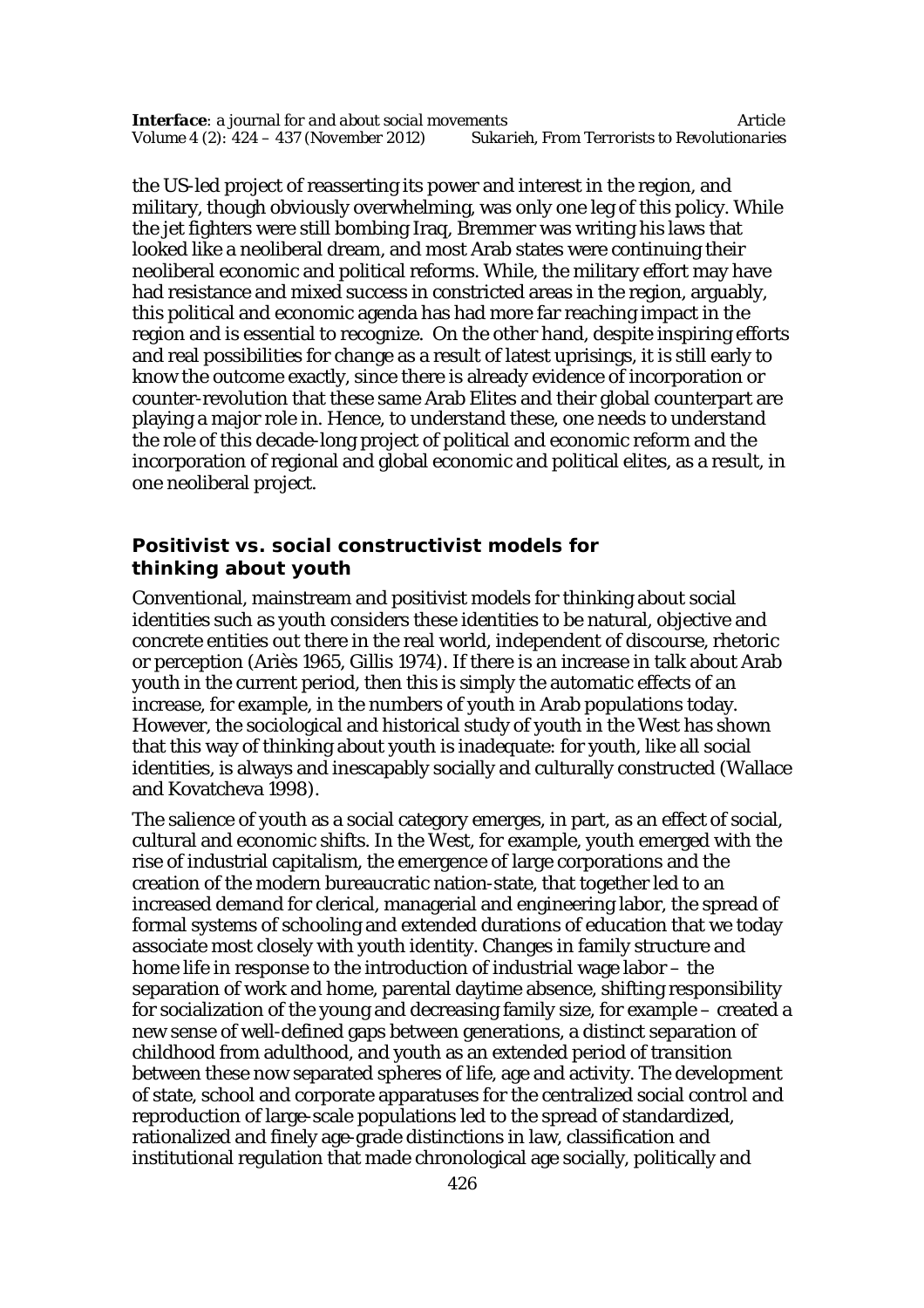the US-led project of reasserting its power and interest in the region, and military, though obviously overwhelming, was only one leg of this policy. While the jet fighters were still bombing Iraq, Bremmer was writing his laws that looked like a neoliberal dream, and most Arab states were continuing their neoliberal economic and political reforms. While, the military effort may have had resistance and mixed success in constricted areas in the region, arguably, this political and economic agenda has had more far reaching impact in the region and is essential to recognize. On the other hand, despite inspiring efforts and real possibilities for change as a result of latest uprisings, it is still early to know the outcome exactly, since there is already evidence of incorporation or counter-revolution that these same Arab Elites and their global counterpart are playing a major role in. Hence, to understand these, one needs to understand the role of this decade-long project of political and economic reform and the incorporation of regional and global economic and political elites, as a result, in one neoliberal project.

## Positivist vs. social constructivist models for thinking about youth

Conventional, mainstream and positivist models for thinking about social identities such as youth considers these identities to be natural, objective and concrete entities out there in the real world, independent of discourse, rhetoric or perception (Ariès 1965, Gillis 1974). If there is an increase in talk about Arab youth in the current period, then this is simply the automatic effects of an increase, for example, in the numbers of youth in Arab populations today. However, the sociological and historical study of youth in the West has shown that this way of thinking about youth is inadequate: for youth, like all social identities, is always and inescapably socially and culturally constructed (Wallace and Kovatcheva 1998).

The salience of youth as a social category emerges, in part, as an effect of social, cultural and economic shifts. In the West, for example, youth emerged with the rise of industrial capitalism, the emergence of large corporations and the creation of the modern bureaucratic nation-state, that together led to an increased demand for clerical, managerial and engineering labor, the spread of formal systems of schooling and extended durations of education that we today associate most closely with youth identity. Changes in family structure and home life in response to the introduction of industrial wage labor – the separation of work and home, parental daytime absence, shifting responsibility for socialization of the young and decreasing family size, for example – created a new sense of well-defined gaps between generations, a distinct separation of childhood from adulthood, and youth as an extended period of transition between these now separated spheres of life, age and activity. The development of state, school and corporate apparatuses for the centralized social control and reproduction of large-scale populations led to the spread of standardized, rationalized and finely age-grade distinctions in law, classification and institutional regulation that made chronological age socially, politically and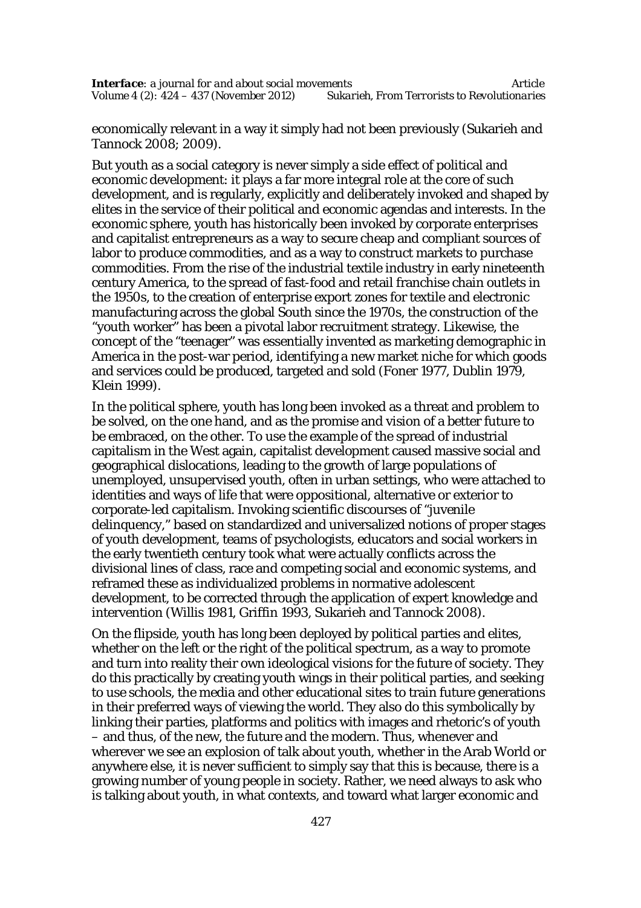economically relevant in a way it simply had not been previously (Sukarieh and Tannock 2008; 2009).

But youth as a social category is never simply a side effect of political and economic development: it plays a far more integral role at the core of such development, and is regularly, explicitly and deliberately invoked and shaped by elites in the service of their political and economic agendas and interests. In the economic sphere, youth has historically been invoked by corporate enterprises and capitalist entrepreneurs as a way to secure cheap and compliant sources of labor to produce commodities, and as a way to construct markets to purchase commodities. From the rise of the industrial textile industry in early nineteenth century America, to the spread of fast-food and retail franchise chain outlets in the 1950s, to the creation of enterprise export zones for textile and electronic manufacturing across the global South since the 1970s, the construction of the "youth worker" has been a pivotal labor recruitment strategy. Likewise, the concept of the "teenager" was essentially invented as marketing demographic in America in the post-war period, identifying a new market niche for which goods and services could be produced, targeted and sold (Foner 1977, Dublin 1979, Klein 1999).

In the political sphere, youth has long been invoked as a threat and problem to be solved, on the one hand, and as the promise and vision of a better future to be embraced, on the other. To use the example of the spread of industrial capitalism in the West again, capitalist development caused massive social and geographical dislocations, leading to the growth of large populations of unemployed, unsupervised youth, often in urban settings, who were attached to identities and ways of life that were oppositional, alternative or exterior to corporate-led capitalism. Invoking scientific discourses of "juvenile delinquency," based on standardized and universalized notions of proper stages of youth development, teams of psychologists, educators and social workers in the early twentieth century took what were actually conflicts across the divisional lines of class, race and competing social and economic systems, and reframed these as individualized problems in normative adolescent development, to be corrected through the application of expert knowledge and intervention (Willis 1981, Griffin 1993, Sukarieh and Tannock 2008).

On the flipside, youth has long been deployed by political parties and elites, whether on the left or the right of the political spectrum, as a way to promote and turn into reality their own ideological visions for the future of society. They do this practically by creating youth wings in their political parties, and seeking to use schools, the media and other educational sites to train future generations in their preferred ways of viewing the world. They also do this symbolically by linking their parties, platforms and politics with images and rhetoric's of youth – and thus, of the new, the future and the modern. Thus, whenever and wherever we see an explosion of talk about youth, whether in the Arab World or anywhere else, it is never sufficient to simply say that this is because, there is a growing number of young people in society. Rather, we need always to ask who is talking about youth, in what contexts, and toward what larger economic and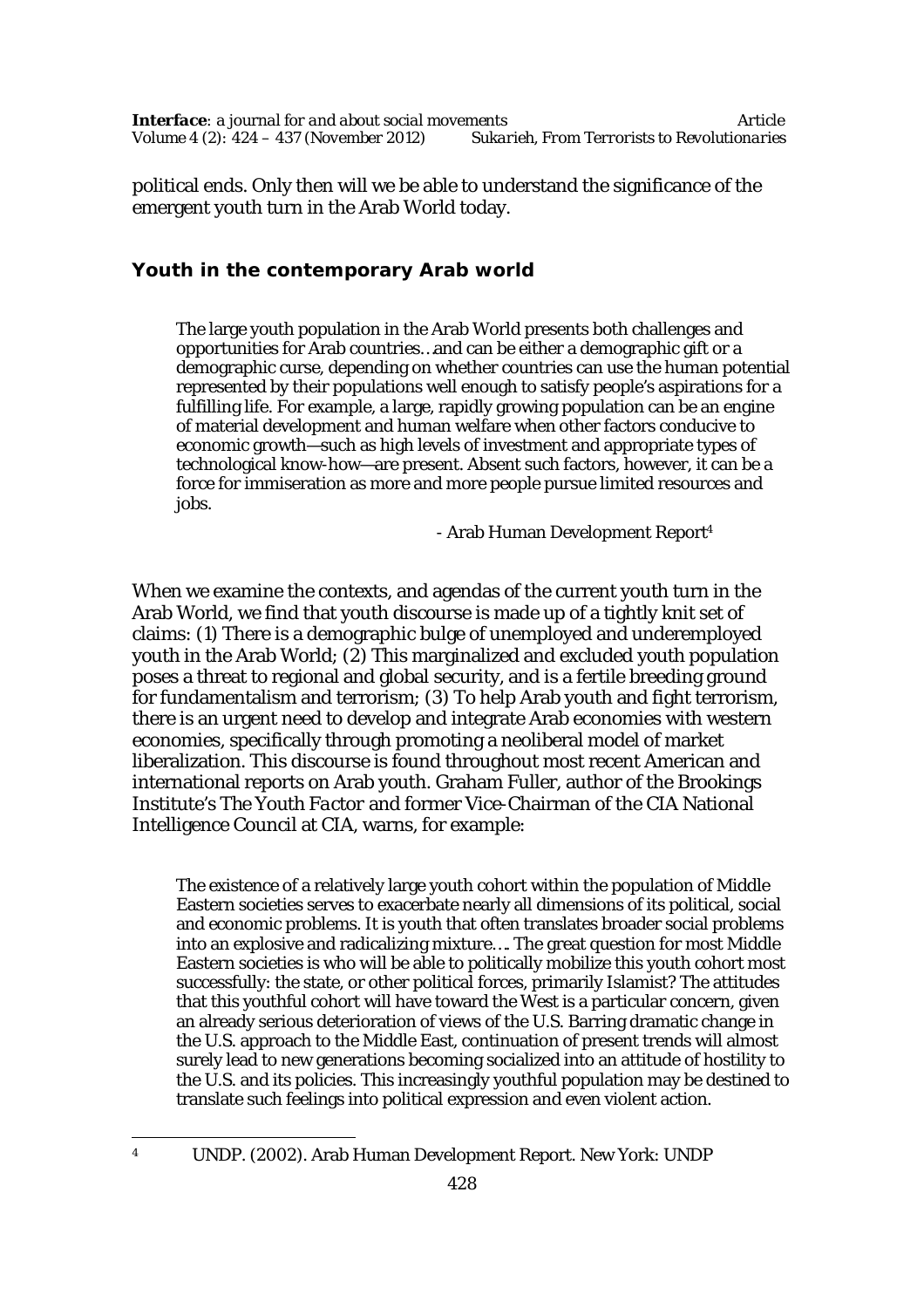political ends. Only then will we be able to understand the significance of the emergent youth turn in the Arab World today.

## Youth in the contemporary Arab world

> The large youth population in the Arab World presents both challenges and opportunities for Arab countries…and can be either a demographic gift or a demographic curse, depending on whether countries can use the human potential represented by their populations well enough to satisfy people's aspirations for a fulfilling life. For example, a large, rapidly growing population can be an engine of material development and human welfare when other factors conducive to economic growth—such as high levels of investment and appropriate types of technological know-how—are present. Absent such factors, however, it can be a force for immiseration as more and more people pursue limited resources and jobs.
>
> \- Arab Human Development Report[4]

When we examine the contexts, and agendas of the current youth turn in the Arab World, we find that youth discourse is made up of a tightly knit set of claims: (1) There is a demographic bulge of unemployed and underemployed youth in the Arab World; (2) This marginalized and excluded youth population poses a threat to regional and global security, and is a fertile breeding ground for fundamentalism and terrorism; (3) To help Arab youth and fight terrorism, there is an urgent need to develop and integrate Arab economies with western economies, specifically through promoting a neoliberal model of market liberalization. This discourse is found throughout most recent American and international reports on Arab youth. Graham Fuller, author of the Brookings Institute's *The Youth Factor* and former Vice-Chairman of the CIA National Intelligence Council at CIA, warns, for example:

> The existence of a relatively large youth cohort within the population of Middle Eastern societies serves to exacerbate nearly all dimensions of its political, social and economic problems. It is youth that often translates broader social problems into an explosive and radicalizing mixture…. The great question for most Middle Eastern societies is who will be able to politically mobilize this youth cohort most successfully: the state, or other political forces, primarily Islamist? The attitudes that this youthful cohort will have toward the West is a particular concern, given an already serious deterioration of views of the U.S. Barring dramatic change in the U.S. approach to the Middle East, continuation of present trends will almost surely lead to new generations becoming socialized into an attitude of hostility to the U.S. and its policies. This increasingly youthful population may be destined to translate such feelings into political expression and even violent action.

---

[4] UNDP. (2002). Arab Human Development Report. New York: UNDP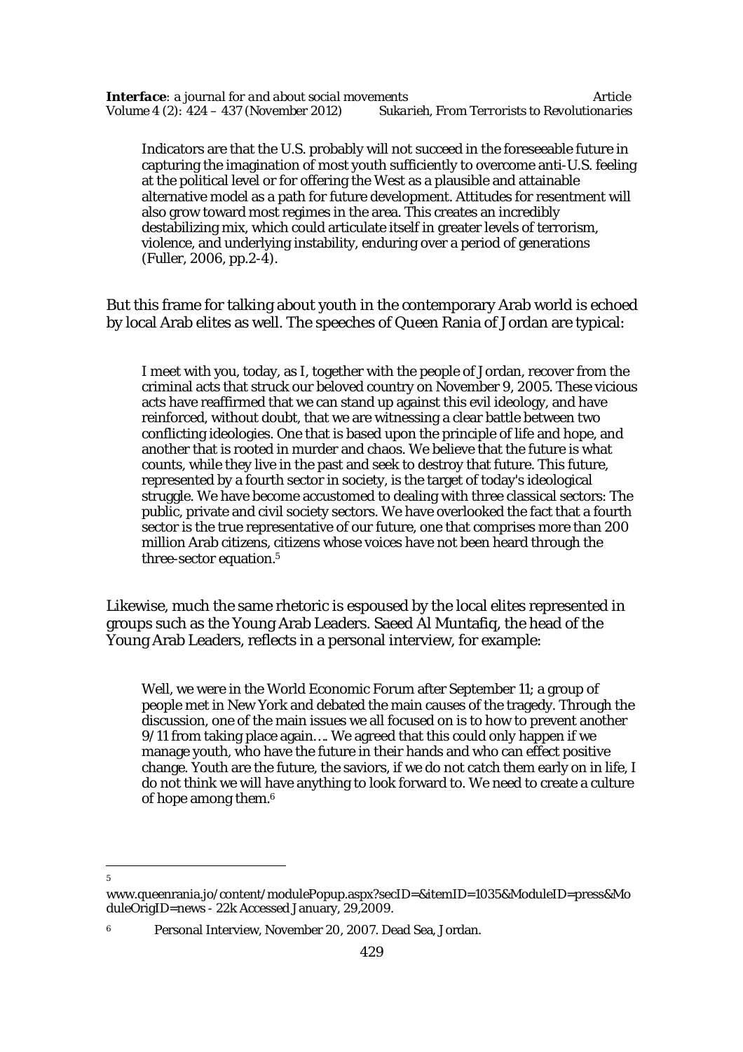> Indicators are that the U.S. probably will not succeed in the foreseeable future in capturing the imagination of most youth sufficiently to overcome anti-U.S. feeling at the political level or for offering the West as a plausible and attainable alternative model as a path for future development. Attitudes for resentment will also grow toward most regimes in the area. This creates an incredibly destabilizing mix, which could articulate itself in greater levels of terrorism, violence, and underlying instability, enduring over a period of generations (Fuller, 2006, pp.2-4).

But this frame for talking about youth in the contemporary Arab world is echoed by local Arab elites as well. The speeches of Queen Rania of Jordan are typical:

> I meet with you, today, as I, together with the people of Jordan, recover from the criminal acts that struck our beloved country on November 9, 2005. These vicious acts have reaffirmed that we can stand up against this evil ideology, and have reinforced, without doubt, that we are witnessing a clear battle between two conflicting ideologies. One that is based upon the principle of life and hope, and another that is rooted in murder and chaos. We believe that the future is what counts, while they live in the past and seek to destroy that future. This future, represented by a fourth sector in society, is the target of today's ideological struggle. We have become accustomed to dealing with three classical sectors: The public, private and civil society sectors. We have overlooked the fact that a fourth sector is the true representative of our future, one that comprises more than 200 million Arab citizens, citizens whose voices have not been heard through the three-sector equation.[5]

Likewise, much the same rhetoric is espoused by the local elites represented in groups such as the Young Arab Leaders. Saeed Al Muntafiq, the head of the Young Arab Leaders, reflects in a personal interview, for example:

> Well, we were in the World Economic Forum after September 11; a group of people met in New York and debated the main causes of the tragedy. Through the discussion, one of the main issues we all focused on is to how to prevent another 9/11 from taking place again…. We agreed that this could only happen if we manage youth, who have the future in their hands and who can effect positive change. Youth are the future, the saviors, if we do not catch them early on in life, I do not think we will have anything to look forward to. We need to create a culture of hope among them.[6]

---

[5] www.queenrania.jo/content/modulePopup.aspx?secID=&itemID=1035&ModuleID=press&ModuleOrigID=news - 22k Accessed January, 29,2009.

[6] Personal Interview, November 20, 2007. Dead Sea, Jordan.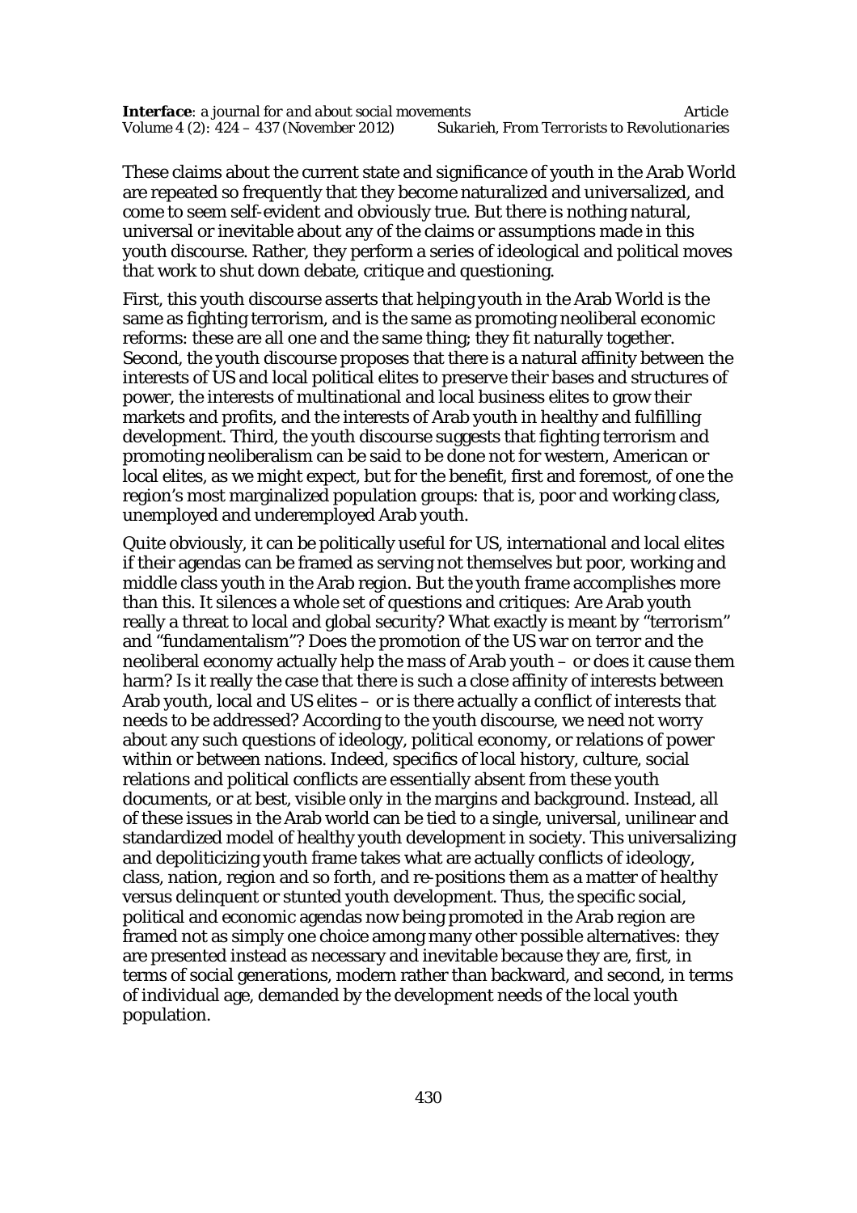These claims about the current state and significance of youth in the Arab World are repeated so frequently that they become naturalized and universalized, and come to seem self-evident and obviously true. But there is nothing natural, universal or inevitable about any of the claims or assumptions made in this youth discourse. Rather, they perform a series of ideological and political moves that work to shut down debate, critique and questioning.

First, this youth discourse asserts that helping youth in the Arab World is the same as fighting terrorism, and is the same as promoting neoliberal economic reforms: these are all one and the same thing; they fit naturally together. Second, the youth discourse proposes that there is a natural affinity between the interests of US and local political elites to preserve their bases and structures of power, the interests of multinational and local business elites to grow their markets and profits, and the interests of Arab youth in healthy and fulfilling development. Third, the youth discourse suggests that fighting terrorism and promoting neoliberalism can be said to be done not for western, American or local elites, as we might expect, but for the benefit, first and foremost, of one the region's most marginalized population groups: that is, poor and working class, unemployed and underemployed Arab youth.

Quite obviously, it can be politically useful for US, international and local elites if their agendas can be framed as serving not themselves but poor, working and middle class youth in the Arab region. But the youth frame accomplishes more than this. It silences a whole set of questions and critiques: Are Arab youth really a threat to local and global security? What exactly is meant by "terrorism" and "fundamentalism"? Does the promotion of the US war on terror and the neoliberal economy actually help the mass of Arab youth – or does it cause them harm? Is it really the case that there is such a close affinity of interests between Arab youth, local and US elites – or is there actually a conflict of interests that needs to be addressed? According to the youth discourse, we need not worry about any such questions of ideology, political economy, or relations of power within or between nations. Indeed, specifics of local history, culture, social relations and political conflicts are essentially absent from these youth documents, or at best, visible only in the margins and background. Instead, all of these issues in the Arab world can be tied to a single, universal, unilinear and standardized model of healthy youth development in society. This universalizing and depoliticizing youth frame takes what are actually conflicts of ideology, class, nation, region and so forth, and re-positions them as a matter of healthy versus delinquent or stunted youth development. Thus, the specific social, political and economic agendas now being promoted in the Arab region are framed not as simply one choice among many other possible alternatives: they are presented instead as necessary and inevitable because they are, first, in terms of social generations, modern rather than backward, and second, in terms of individual age, demanded by the development needs of the local youth population.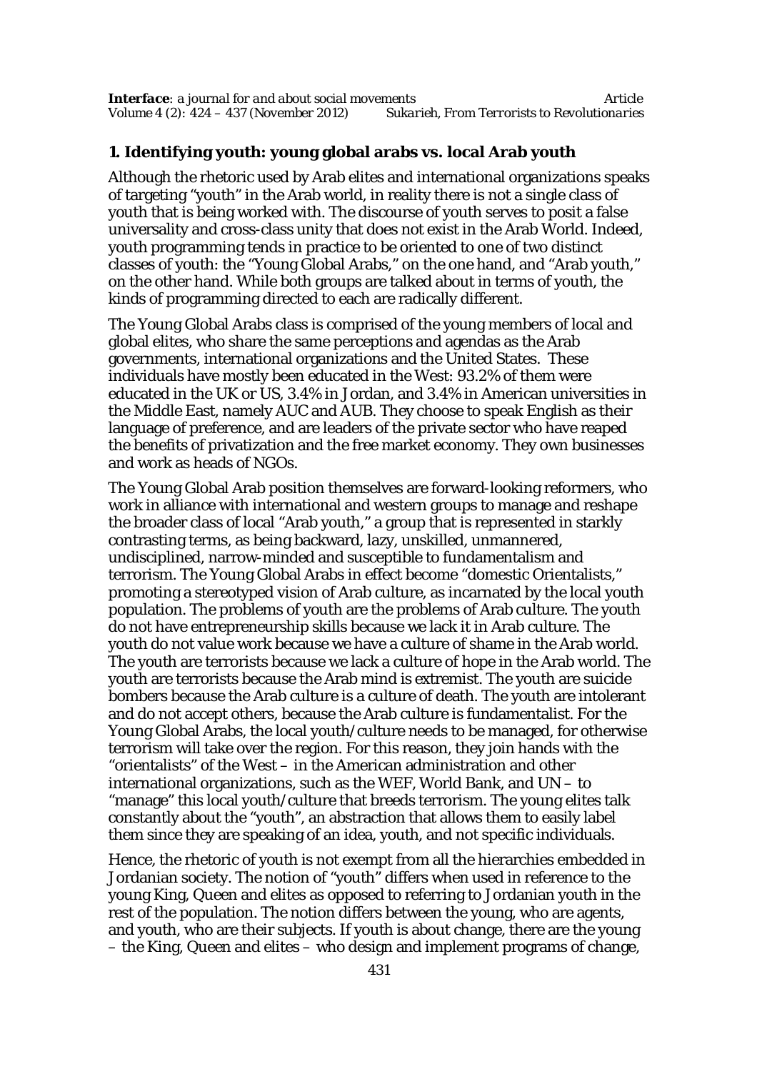## 1. Identifying youth: young global arabs vs. local Arab youth

Although the rhetoric used by Arab elites and international organizations speaks of targeting "youth" in the Arab world, in reality there is not a single class of youth that is being worked with. The discourse of youth serves to posit a false universality and cross-class unity that does not exist in the Arab World. Indeed, youth programming tends in practice to be oriented to one of two distinct classes of youth: the "Young Global Arabs," on the one hand, and "Arab youth," on the other hand. While both groups are talked about in terms of youth, the kinds of programming directed to each are radically different.

The Young Global Arabs class is comprised of the young members of local and global elites, who share the same perceptions and agendas as the Arab governments, international organizations and the United States. These individuals have mostly been educated in the West: 93.2% of them were educated in the UK or US, 3.4% in Jordan, and 3.4% in American universities in the Middle East, namely AUC and AUB. They choose to speak English as their language of preference, and are leaders of the private sector who have reaped the benefits of privatization and the free market economy. They own businesses and work as heads of NGOs.

The Young Global Arab position themselves are forward-looking reformers, who work in alliance with international and western groups to manage and reshape the broader class of local "Arab youth," a group that is represented in starkly contrasting terms, as being backward, lazy, unskilled, unmannered, undisciplined, narrow-minded and susceptible to fundamentalism and terrorism. The Young Global Arabs in effect become "domestic Orientalists," promoting a stereotyped vision of Arab culture, as incarnated by the local youth population. The problems of youth are the problems of Arab culture. The youth do not have entrepreneurship skills because we lack it in Arab culture. The youth do not value work because we have a culture of shame in the Arab world. The youth are terrorists because we lack a culture of hope in the Arab world. The youth are terrorists because the Arab mind is extremist. The youth are suicide bombers because the Arab culture is a culture of death. The youth are intolerant and do not accept others, because the Arab culture is fundamentalist. For the Young Global Arabs, the local youth/culture needs to be managed, for otherwise terrorism will take over the region. For this reason, they join hands with the "orientalists" of the West – in the American administration and other international organizations, such as the WEF, World Bank, and UN – to "manage" this local youth/culture that breeds terrorism. The young elites talk constantly about the "youth", an abstraction that allows them to easily label them since they are speaking of an idea, youth, and not specific individuals.

Hence, the rhetoric of youth is not exempt from all the hierarchies embedded in Jordanian society. The notion of "youth" differs when used in reference to the young King, Queen and elites as opposed to referring to Jordanian youth in the rest of the population. The notion differs between the young, who are agents, and youth, who are their subjects. If youth is about change, there are the young – the King, Queen and elites – who design and implement programs of change,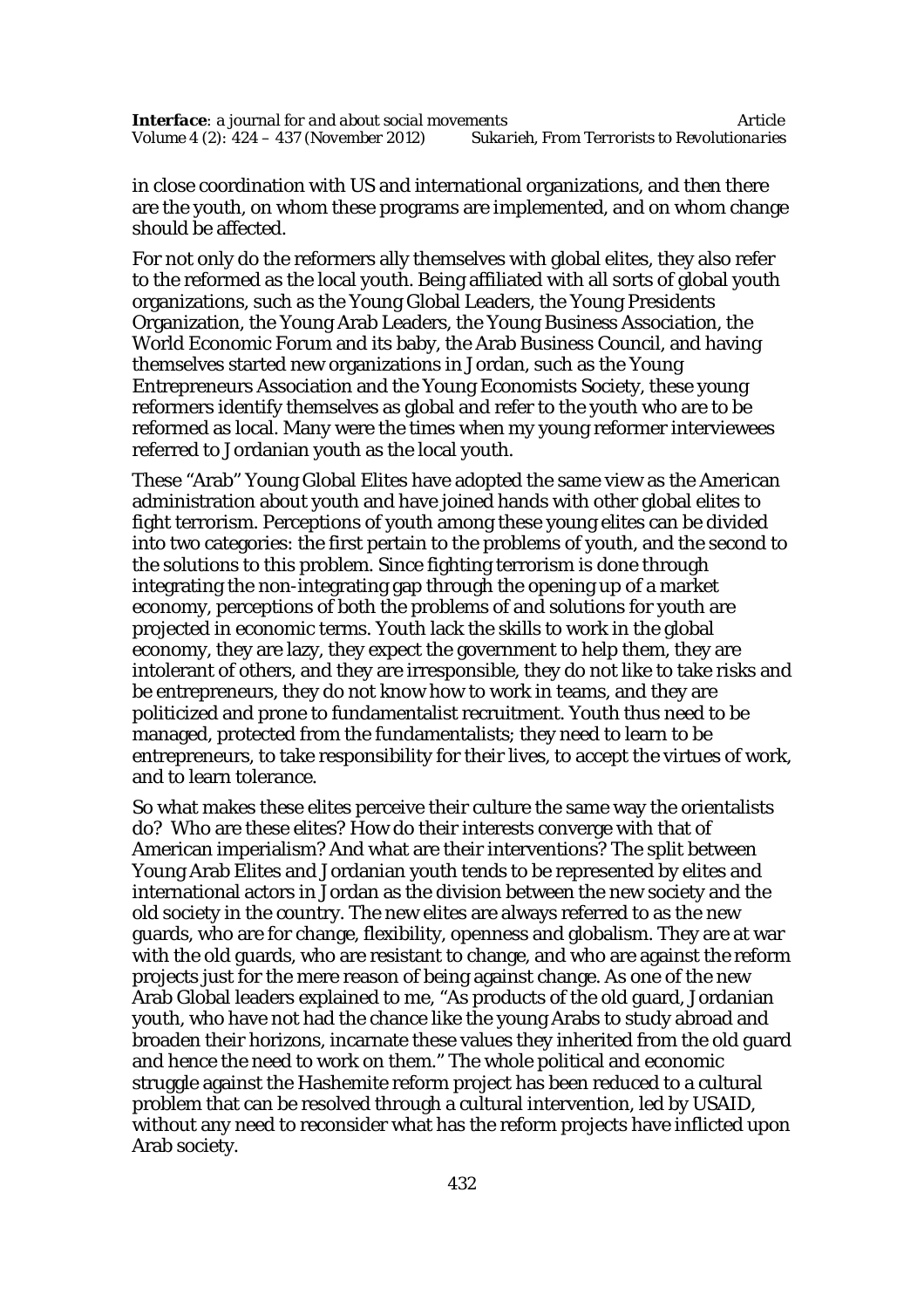in close coordination with US and international organizations, and then there are the youth, on whom these programs are implemented, and on whom change should be affected.

For not only do the reformers ally themselves with global elites, they also refer to the reformed as the local youth. Being affiliated with all sorts of global youth organizations, such as the Young Global Leaders, the Young Presidents Organization, the Young Arab Leaders, the Young Business Association, the World Economic Forum and its baby, the Arab Business Council, and having themselves started new organizations in Jordan, such as the Young Entrepreneurs Association and the Young Economists Society, these young reformers identify themselves as global and refer to the youth who are to be reformed as local. Many were the times when my young reformer interviewees referred to Jordanian youth as the local youth.

These "Arab" Young Global Elites have adopted the same view as the American administration about youth and have joined hands with other global elites to fight terrorism. Perceptions of youth among these young elites can be divided into two categories: the first pertain to the problems of youth, and the second to the solutions to this problem. Since fighting terrorism is done through integrating the non-integrating gap through the opening up of a market economy, perceptions of both the problems of and solutions for youth are projected in economic terms. Youth lack the skills to work in the global economy, they are lazy, they expect the government to help them, they are intolerant of others, and they are irresponsible, they do not like to take risks and be entrepreneurs, they do not know how to work in teams, and they are politicized and prone to fundamentalist recruitment. Youth thus need to be managed, protected from the fundamentalists; they need to learn to be entrepreneurs, to take responsibility for their lives, to accept the virtues of work, and to learn tolerance.

So what makes these elites perceive their culture the same way the orientalists do? Who are these elites? How do their interests converge with that of American imperialism? And what are their interventions? The split between Young Arab Elites and Jordanian youth tends to be represented by elites and international actors in Jordan as the division between the new society and the old society in the country. The new elites are always referred to as the new guards, who are for change, flexibility, openness and globalism. They are at war with the old guards, who are resistant to change, and who are against the reform projects just for the mere reason of being against change. As one of the new Arab Global leaders explained to me, "As products of the old guard, Jordanian youth, who have not had the chance like the young Arabs to study abroad and broaden their horizons, incarnate these values they inherited from the old guard and hence the need to work on them." The whole political and economic struggle against the Hashemite reform project has been reduced to a cultural problem that can be resolved through a cultural intervention, led by USAID, without any need to reconsider what has the reform projects have inflicted upon Arab society.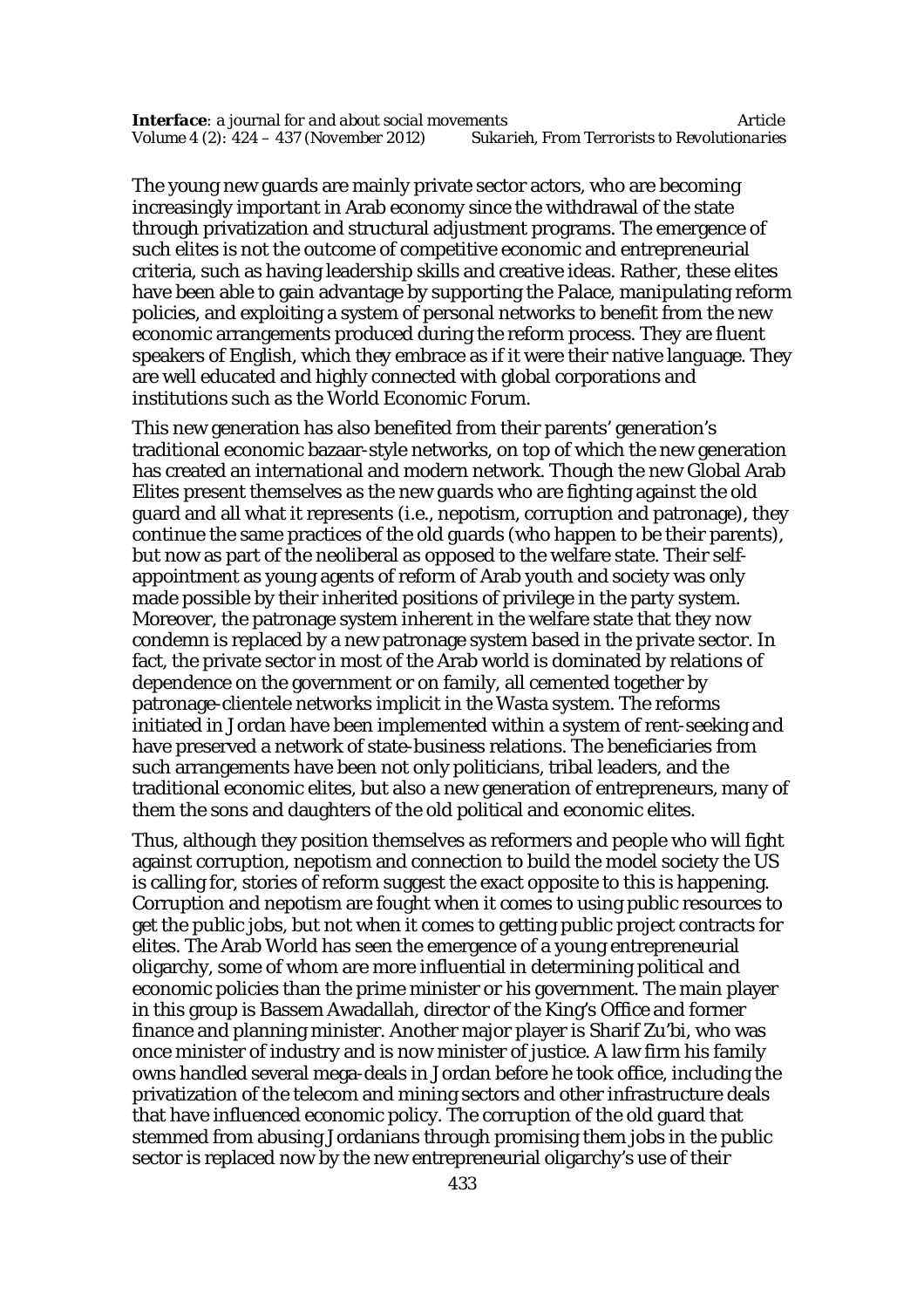The young new guards are mainly private sector actors, who are becoming increasingly important in Arab economy since the withdrawal of the state through privatization and structural adjustment programs. The emergence of such elites is not the outcome of competitive economic and entrepreneurial criteria, such as having leadership skills and creative ideas. Rather, these elites have been able to gain advantage by supporting the Palace, manipulating reform policies, and exploiting a system of personal networks to benefit from the new economic arrangements produced during the reform process. They are fluent speakers of English, which they embrace as if it were their native language. They are well educated and highly connected with global corporations and institutions such as the World Economic Forum.

This new generation has also benefited from their parents' generation's traditional economic bazaar-style networks, on top of which the new generation has created an international and modern network. Though the new Global Arab Elites present themselves as the new guards who are fighting against the old guard and all what it represents (i.e., nepotism, corruption and patronage), they continue the same practices of the old guards (who happen to be their parents), but now as part of the neoliberal as opposed to the welfare state. Their self-appointment as young agents of reform of Arab youth and society was only made possible by their inherited positions of privilege in the party system. Moreover, the patronage system inherent in the welfare state that they now condemn is replaced by a new patronage system based in the private sector. In fact, the private sector in most of the Arab world is dominated by relations of dependence on the government or on family, all cemented together by patronage-clientele networks implicit in the Wasta system. The reforms initiated in Jordan have been implemented within a system of rent-seeking and have preserved a network of state-business relations. The beneficiaries from such arrangements have been not only politicians, tribal leaders, and the traditional economic elites, but also a new generation of entrepreneurs, many of them the sons and daughters of the old political and economic elites.

Thus, although they position themselves as reformers and people who will fight against corruption, nepotism and connection to build the model society the US is calling for, stories of reform suggest the exact opposite to this is happening. Corruption and nepotism are fought when it comes to using public resources to get the public jobs, but not when it comes to getting public project contracts for elites. The Arab World has seen the emergence of a young entrepreneurial oligarchy, some of whom are more influential in determining political and economic policies than the prime minister or his government. The main player in this group is Bassem Awadallah, director of the King's Office and former finance and planning minister. Another major player is Sharif Zu'bi, who was once minister of industry and is now minister of justice. A law firm his family owns handled several mega-deals in Jordan before he took office, including the privatization of the telecom and mining sectors and other infrastructure deals that have influenced economic policy. The corruption of the old guard that stemmed from abusing Jordanians through promising them jobs in the public sector is replaced now by the new entrepreneurial oligarchy's use of their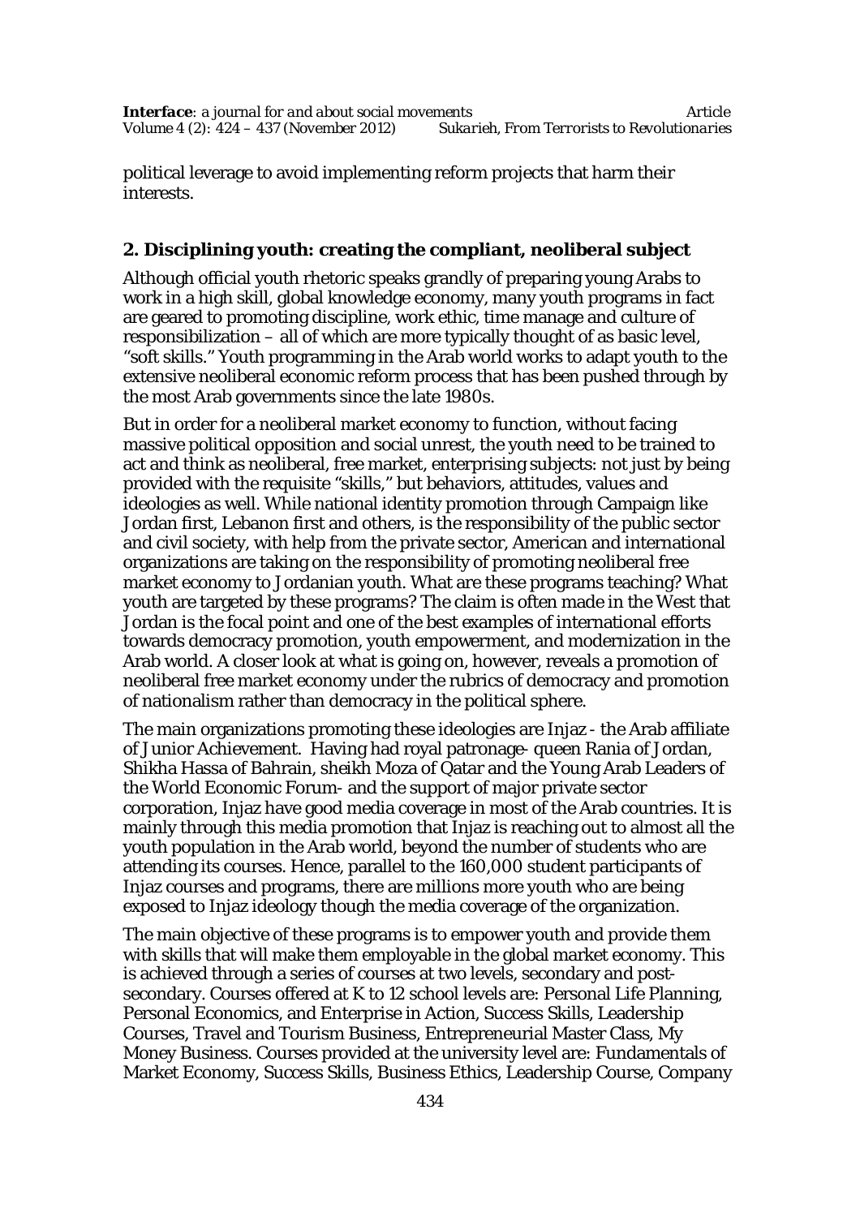political leverage to avoid implementing reform projects that harm their interests.

## 2. Disciplining youth: creating the compliant, neoliberal subject

Although official youth rhetoric speaks grandly of preparing young Arabs to work in a high skill, global knowledge economy, many youth programs in fact are geared to promoting discipline, work ethic, time manage and culture of responsibilization – all of which are more typically thought of as basic level, "soft skills." Youth programming in the Arab world works to adapt youth to the extensive neoliberal economic reform process that has been pushed through by the most Arab governments since the late 1980s.

But in order for a neoliberal market economy to function, without facing massive political opposition and social unrest, the youth need to be trained to act and think as neoliberal, free market, enterprising subjects: not just by being provided with the requisite "skills," but behaviors, attitudes, values and ideologies as well. While national identity promotion through Campaign like Jordan first, Lebanon first and others, is the responsibility of the public sector and civil society, with help from the private sector, American and international organizations are taking on the responsibility of promoting neoliberal free market economy to Jordanian youth. What are these programs teaching? What youth are targeted by these programs? The claim is often made in the West that Jordan is the focal point and one of the best examples of international efforts towards democracy promotion, youth empowerment, and modernization in the Arab world. A closer look at what is going on, however, reveals a promotion of neoliberal free market economy under the rubrics of democracy and promotion of nationalism rather than democracy in the political sphere.

The main organizations promoting these ideologies are Injaz - the Arab affiliate of Junior Achievement. Having had royal patronage- queen Rania of Jordan, Shikha Hassa of Bahrain, sheikh Moza of Qatar and the Young Arab Leaders of the World Economic Forum- and the support of major private sector corporation, Injaz have good media coverage in most of the Arab countries. It is mainly through this media promotion that Injaz is reaching out to almost all the youth population in the Arab world, beyond the number of students who are attending its courses. Hence, parallel to the 160,000 student participants of Injaz courses and programs, there are millions more youth who are being exposed to Injaz ideology though the media coverage of the organization.

The main objective of these programs is to empower youth and provide them with skills that will make them employable in the global market economy. This is achieved through a series of courses at two levels, secondary and post-secondary. Courses offered at K to 12 school levels are: Personal Life Planning, Personal Economics, and Enterprise in Action, Success Skills, Leadership Courses, Travel and Tourism Business, Entrepreneurial Master Class, My Money Business. Courses provided at the university level are: Fundamentals of Market Economy, Success Skills, Business Ethics, Leadership Course, Company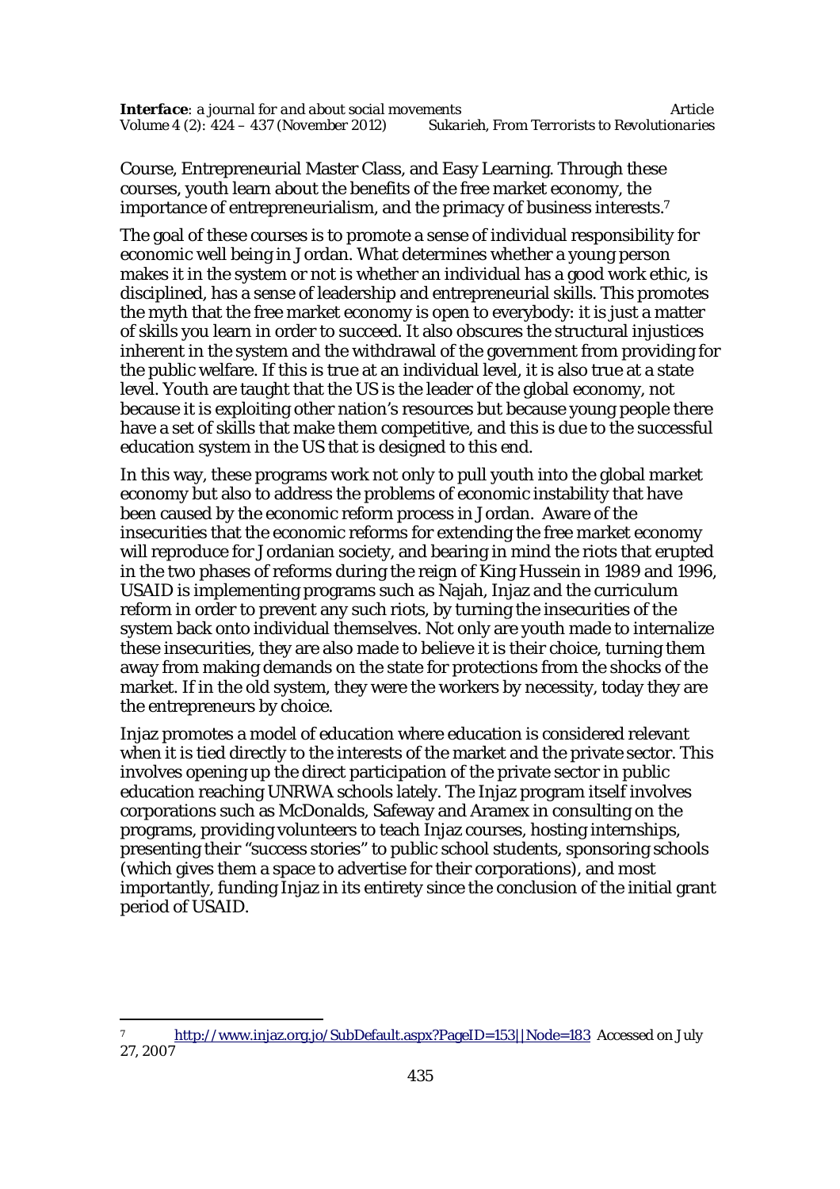Course, Entrepreneurial Master Class, and Easy Learning. Through these courses, youth learn about the benefits of the free market economy, the importance of entrepreneurialism, and the primacy of business interests.[7]

The goal of these courses is to promote a sense of individual responsibility for economic well being in Jordan. What determines whether a young person makes it in the system or not is whether an individual has a good work ethic, is disciplined, has a sense of leadership and entrepreneurial skills. This promotes the myth that the free market economy is open to everybody: it is just a matter of skills you learn in order to succeed. It also obscures the structural injustices inherent in the system and the withdrawal of the government from providing for the public welfare. If this is true at an individual level, it is also true at a state level. Youth are taught that the US is the leader of the global economy, not because it is exploiting other nation's resources but because young people there have a set of skills that make them competitive, and this is due to the successful education system in the US that is designed to this end.

In this way, these programs work not only to pull youth into the global market economy but also to address the problems of economic instability that have been caused by the economic reform process in Jordan. Aware of the insecurities that the economic reforms for extending the free market economy will reproduce for Jordanian society, and bearing in mind the riots that erupted in the two phases of reforms during the reign of King Hussein in 1989 and 1996, USAID is implementing programs such as Najah, Injaz and the curriculum reform in order to prevent any such riots, by turning the insecurities of the system back onto individual themselves. Not only are youth made to internalize these insecurities, they are also made to believe it is their choice, turning them away from making demands on the state for protections from the shocks of the market. If in the old system, they were the workers by necessity, today they are the entrepreneurs by choice.

Injaz promotes a model of education where education is considered relevant when it is tied directly to the interests of the market and the private sector. This involves opening up the direct participation of the private sector in public education reaching UNRWA schools lately. The Injaz program itself involves corporations such as McDonalds, Safeway and Aramex in consulting on the programs, providing volunteers to teach Injaz courses, hosting internships, presenting their "success stories" to public school students, sponsoring schools (which gives them a space to advertise for their corporations), and most importantly, funding Injaz in its entirety since the conclusion of the initial grant period of USAID.

---

[7] http://www.injaz.org.jo/SubDefault.aspx?PageID=153||Node=183 Accessed on July 27, 2007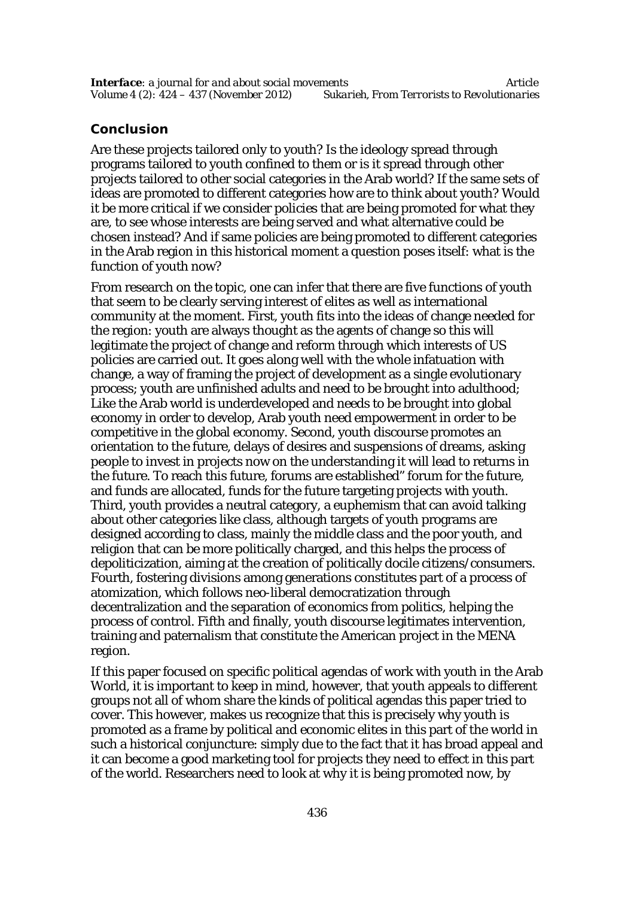## Conclusion

Are these projects tailored only to youth? Is the ideology spread through programs tailored to youth confined to them or is it spread through other projects tailored to other social categories in the Arab world? If the same sets of ideas are promoted to different categories how are to think about youth? Would it be more critical if we consider policies that are being promoted for what they are, to see whose interests are being served and what alternative could be chosen instead? And if same policies are being promoted to different categories in the Arab region in this historical moment a question poses itself: what is the function of youth now?

From research on the topic, one can infer that there are five functions of youth that seem to be clearly serving interest of elites as well as international community at the moment. First, youth fits into the ideas of change needed for the region: youth are always thought as the agents of change so this will legitimate the project of change and reform through which interests of US policies are carried out. It goes along well with the whole infatuation with change, a way of framing the project of development as a single evolutionary process; youth are unfinished adults and need to be brought into adulthood; Like the Arab world is underdeveloped and needs to be brought into global economy in order to develop, Arab youth need empowerment in order to be competitive in the global economy. Second, youth discourse promotes an orientation to the future, delays of desires and suspensions of dreams, asking people to invest in projects now on the understanding it will lead to returns in the future. To reach this future, forums are established" forum for the future, and funds are allocated, funds for the future targeting projects with youth. Third, youth provides a neutral category, a euphemism that can avoid talking about other categories like class, although targets of youth programs are designed according to class, mainly the middle class and the poor youth, and religion that can be more politically charged, and this helps the process of depoliticization, aiming at the creation of politically docile citizens/consumers. Fourth, fostering divisions among generations constitutes part of a process of atomization, which follows neo-liberal democratization through decentralization and the separation of economics from politics, helping the process of control. Fifth and finally, youth discourse legitimates intervention, training and paternalism that constitute the American project in the MENA region.

If this paper focused on specific political agendas of work with youth in the Arab World, it is important to keep in mind, however, that youth appeals to different groups not all of whom share the kinds of political agendas this paper tried to cover. This however, makes us recognize that this is precisely why youth is promoted as a frame by political and economic elites in this part of the world in such a historical conjuncture: simply due to the fact that it has broad appeal and it can become a good marketing tool for projects they need to effect in this part of the world. Researchers need to look at why it is being promoted now, by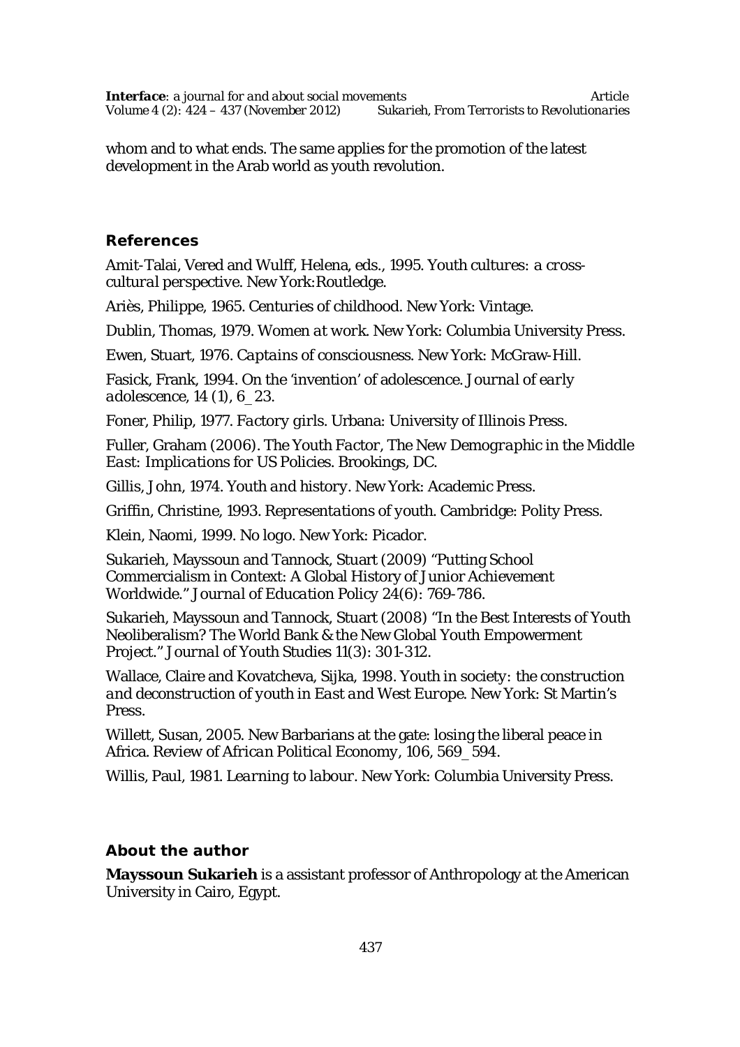whom and to what ends. The same applies for the promotion of the latest development in the Arab world as youth revolution.

## References

Amit-Talai, Vered and Wulff, Helena, eds., 1995. *Youth cultures: a cross-cultural perspective*. New York:Routledge.

Ariès, Philippe, 1965. *Centuries of childhood*. New York: Vintage.

Dublin, Thomas, 1979. *Women at work*. New York: Columbia University Press.

Ewen, Stuart, 1976. *Captains of consciousness*. New York: McGraw-Hill.

Fasick, Frank, 1994. On the 'invention' of adolescence. *Journal of early adolescence*, 14 (1), 6_23.

Foner, Philip, 1977. *Factory girls*. Urbana: University of Illinois Press.

Fuller, Graham (2006). *The Youth Factor, The New Demographic in the Middle East: Implications for US Policies*. Brookings, DC.

Gillis, John, 1974. *Youth and history*. New York: Academic Press.

Griffin, Christine, 1993. *Representations of youth*. Cambridge: Polity Press.

Klein, Naomi, 1999. *No logo*. New York: Picador.

Sukarieh, Mayssoun and Tannock, Stuart (2009) "Putting School Commercialism in Context: A Global History of Junior Achievement Worldwide." *Journal of Education Policy* 24(6): 769-786.

Sukarieh, Mayssoun and Tannock, Stuart (2008) "In the Best Interests of Youth Neoliberalism? The World Bank & the New Global Youth Empowerment Project." *Journal of Youth Studies* 11(3): 301-312.

Wallace, Claire and Kovatcheva, Sijka, 1998. *Youth in society: the construction and deconstruction of youth in East and West Europe*. New York: St Martin's Press.

Willett, Susan, 2005. New Barbarians at the gate: losing the liberal peace in Africa. *Review of African Political Economy*, 106, 569_594.

Willis, Paul, 1981. *Learning to labour*. New York: Columbia University Press.

## About the author

**Mayssoun Sukarieh** is a assistant professor of Anthropology at the American University in Cairo, Egypt.